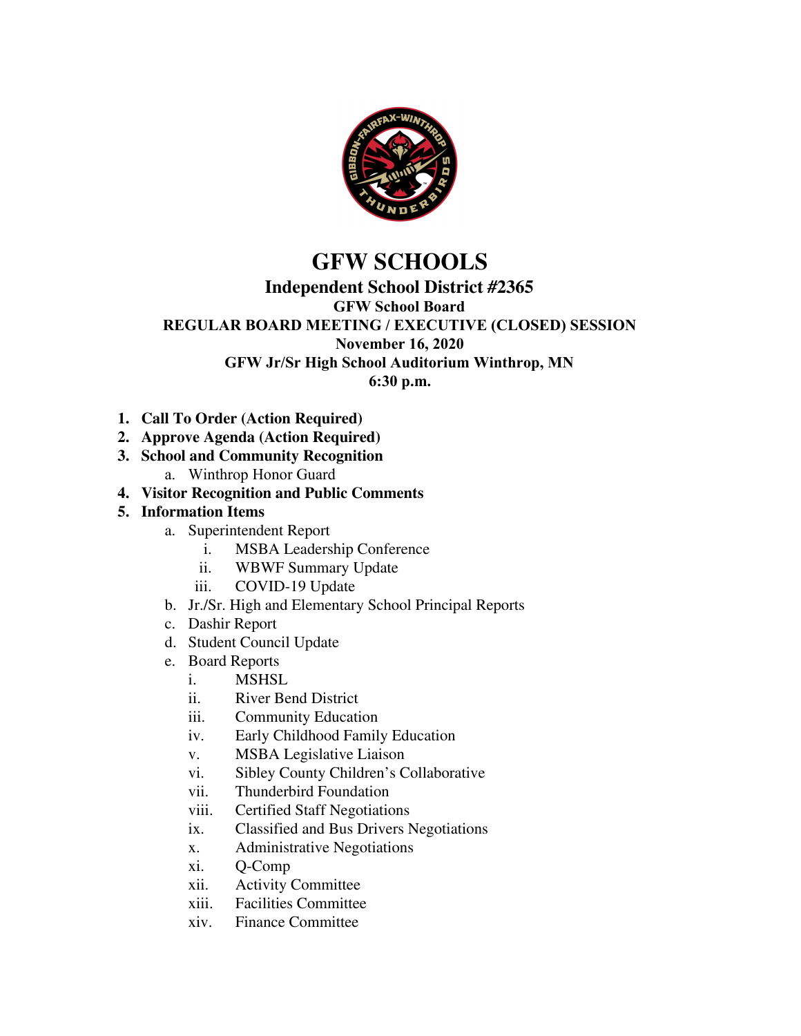# GFW SCHOOLS

## Independent School District #2365

**GFW School Board**

**REGULAR BOARD MEETING / EXECUTIVE (CLOSED) SESSION**

**November 16, 2020**

**GFW Jr/Sr High School Auditorium Winthrop, MN**

**6:30 p.m.**

1. **Call To Order (Action Required)**
2. **Approve Agenda (Action Required)**
3. **School and Community Recognition**
   a. Winthrop Honor Guard
4. **Visitor Recognition and Public Comments**
5. **Information Items**
   a. Superintendent Report
      i. MSBA Leadership Conference
      ii. WBWF Summary Update
      iii. COVID-19 Update
   b. Jr./Sr. High and Elementary School Principal Reports
   c. Dashir Report
   d. Student Council Update
   e. Board Reports
      i. MSHSL
      ii. River Bend District
      iii. Community Education
      iv. Early Childhood Family Education
      v. MSBA Legislative Liaison
      vi. Sibley County Children's Collaborative
      vii. Thunderbird Foundation
      viii. Certified Staff Negotiations
      ix. Classified and Bus Drivers Negotiations
      x. Administrative Negotiations
      xi. Q-Comp
      xii. Activity Committee
      xiii. Facilities Committee
      xiv. Finance Committee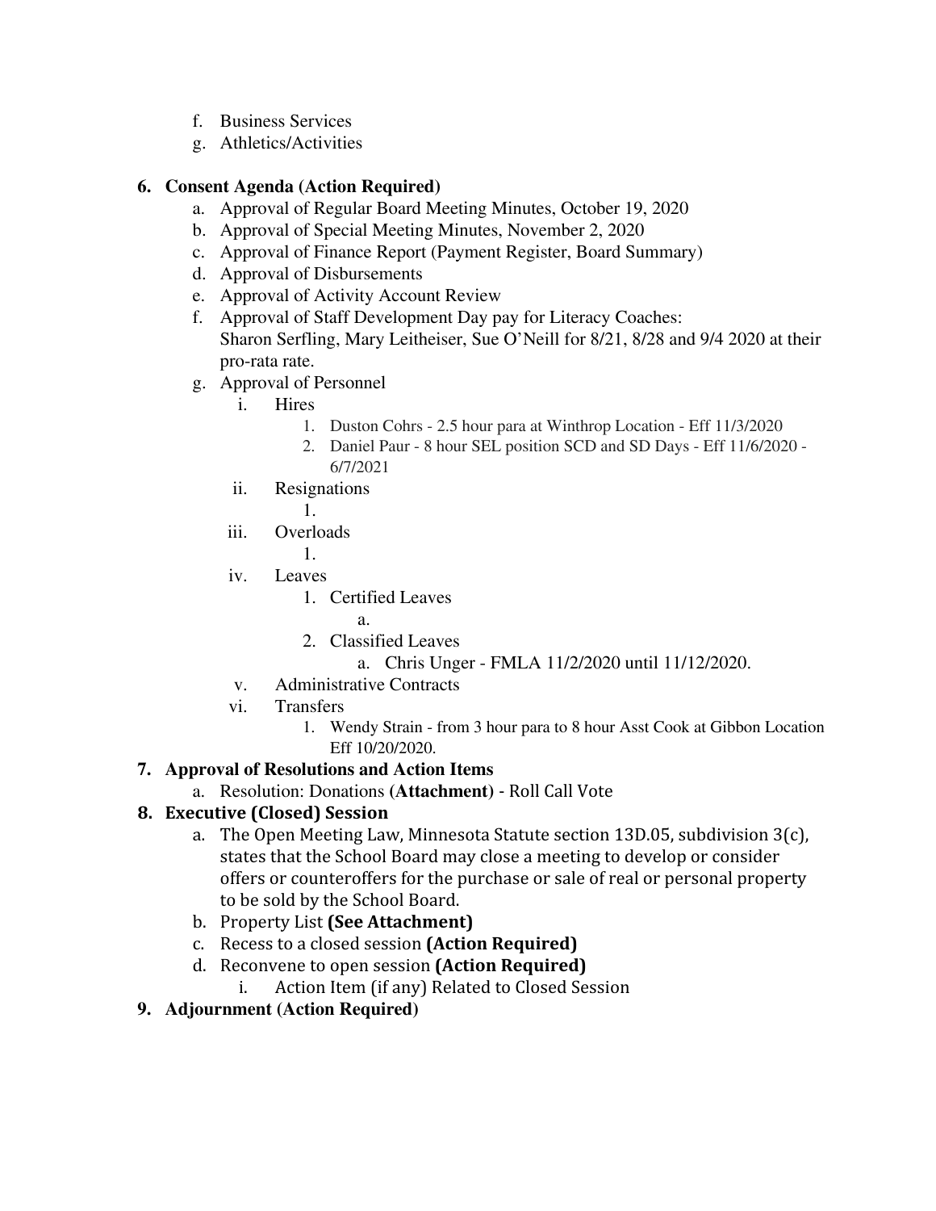f. Business Services
g. Athletics/Activities

**6. Consent Agenda (Action Required)**

a. Approval of Regular Board Meeting Minutes, October 19, 2020
b. Approval of Special Meeting Minutes, November 2, 2020
c. Approval of Finance Report (Payment Register, Board Summary)
d. Approval of Disbursements
e. Approval of Activity Account Review
f. Approval of Staff Development Day pay for Literacy Coaches: Sharon Serfling, Mary Leitheiser, Sue O'Neill for 8/21, 8/28 and 9/4 2020 at their pro-rata rate.
g. Approval of Personnel
   i. Hires
      1. Duston Cohrs - 2.5 hour para at Winthrop Location - Eff 11/3/2020
      2. Daniel Paur - 8 hour SEL position SCD and SD Days - Eff 11/6/2020 - 6/7/2021
   ii. Resignations
      1.
   iii. Overloads
      1.
   iv. Leaves
      1. Certified Leaves
         a.
      2. Classified Leaves
         a. Chris Unger - FMLA 11/2/2020 until 11/12/2020.
   v. Administrative Contracts
   vi. Transfers
      1. Wendy Strain - from 3 hour para to 8 hour Asst Cook at Gibbon Location Eff 10/20/2020.

**7. Approval of Resolutions and Action Items**

a. Resolution: Donations **(Attachment)** - Roll Call Vote

**8. Executive (Closed) Session**

a. The Open Meeting Law, Minnesota Statute section 13D.05, subdivision 3(c), states that the School Board may close a meeting to develop or consider offers or counteroffers for the purchase or sale of real or personal property to be sold by the School Board.
b. Property List **(See Attachment)**
c. Recess to a closed session **(Action Required)**
d. Reconvene to open session **(Action Required)**
   i. Action Item (if any) Related to Closed Session

**9. Adjournment (Action Required)**